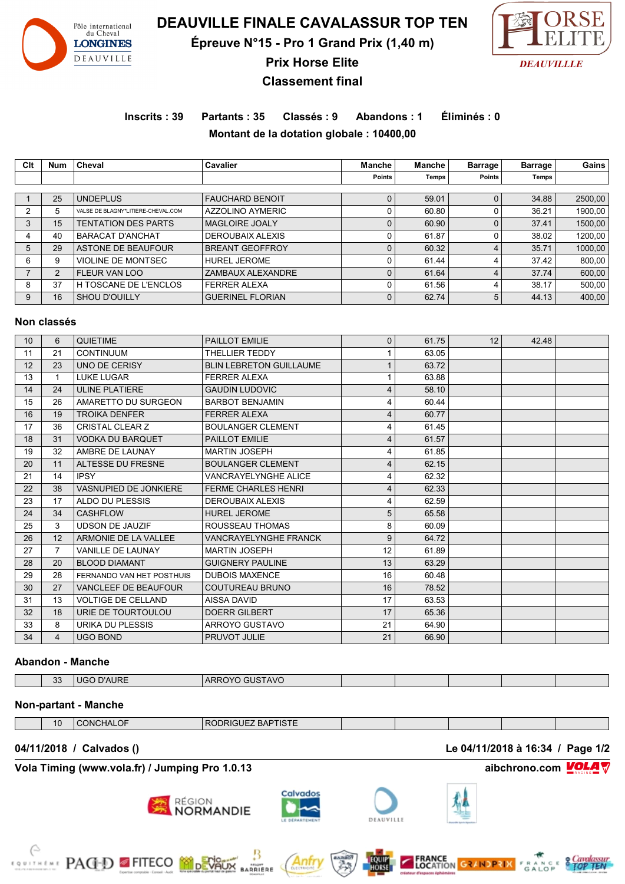# DEAUVILLE FINALE CAVALASSUR TOP TEN

## Épreuve N°15 - Pro 1 Grand Prix (1,40 m)

## Prix Horse Elite

## Classement final

**Inscrits : 39 Partants : 35 Classés : 9 Abandons : 1 Éliminés : 0**

**Montant de la dotation globale : 10400,00**

| Clt | Num | Cheval | Cavalier | Manche Points | Manche Temps | Barrage Points | Barrage Temps | Gains |
|---|---|---|---|---|---|---|---|---|
| 1 | 25 | UNDEPLUS | FAUCHARD BENOIT | 0 | 59.01 | 0 | 34.88 | 2500,00 |
| 2 | 5 | VALSE DE BLAGNY*LITIERE-CHEVAL.COM | AZZOLINO AYMERIC | 0 | 60.80 | 0 | 36.21 | 1900,00 |
| 3 | 15 | TENTATION DES PARTS | MAGLOIRE JOALY | 0 | 60.90 | 0 | 37.41 | 1500,00 |
| 4 | 40 | BARACAT D'ANCHAT | DEROUBAIX ALEXIS | 0 | 61.87 | 0 | 38.02 | 1200,00 |
| 5 | 29 | ASTONE DE BEAUFOUR | BREANT GEOFFROY | 0 | 60.32 | 4 | 35.71 | 1000,00 |
| 6 | 9 | VIOLINE DE MONTSEC | HUREL JEROME | 0 | 61.44 | 4 | 37.42 | 800,00 |
| 7 | 2 | FLEUR VAN LOO | ZAMBAUX ALEXANDRE | 0 | 61.64 | 4 | 37.74 | 600,00 |
| 8 | 37 | H TOSCANE DE L'ENCLOS | FERRER ALEXA | 0 | 61.56 | 4 | 38.17 | 500,00 |
| 9 | 16 | SHOU D'OUILLY | GUERINEL FLORIAN | 0 | 62.74 | 5 | 44.13 | 400,00 |

### Non classés

| Clt | Num | Cheval | Cavalier | Manche Points | Manche Temps | Barrage Points | Barrage Temps | Gains |
|---|---|---|---|---|---|---|---|---|
| 10 | 6 | QUIETIME | PAILLOT EMILIE | 0 | 61.75 | 12 | 42.48 | |
| 11 | 21 | CONTINUUM | THELLIER TEDDY | 1 | 63.05 | | | |
| 12 | 23 | UNO DE CERISY | BLIN LEBRETON GUILLAUME | 1 | 63.72 | | | |
| 13 | 1 | LUKE LUGAR | FERRER ALEXA | 1 | 63.88 | | | |
| 14 | 24 | ULINE PLATIERE | GAUDIN LUDOVIC | 4 | 58.10 | | | |
| 15 | 26 | AMARETTO DU SURGEON | BARBOT BENJAMIN | 4 | 60.44 | | | |
| 16 | 19 | TROIKA DENFER | FERRER ALEXA | 4 | 60.77 | | | |
| 17 | 36 | CRISTAL CLEAR Z | BOULANGER CLEMENT | 4 | 61.45 | | | |
| 18 | 31 | VODKA DU BARQUET | PAILLOT EMILIE | 4 | 61.57 | | | |
| 19 | 32 | AMBRE DE LAUNAY | MARTIN JOSEPH | 4 | 61.85 | | | |
| 20 | 11 | ALTESSE DU FRESNE | BOULANGER CLEMENT | 4 | 62.15 | | | |
| 21 | 14 | IPSY | VANCRAYELYNGHE ALICE | 4 | 62.32 | | | |
| 22 | 38 | VASNUPIED DE JONKIERE | FERME CHARLES HENRI | 4 | 62.33 | | | |
| 23 | 17 | ALDO DU PLESSIS | DEROUBAIX ALEXIS | 4 | 62.59 | | | |
| 24 | 34 | CASHFLOW | HUREL JEROME | 5 | 65.58 | | | |
| 25 | 3 | UDSON DE JAUZIF | ROUSSEAU THOMAS | 8 | 60.09 | | | |
| 26 | 12 | ARMONIE DE LA VALLEE | VANCRAYELYNGHE FRANCK | 9 | 64.72 | | | |
| 27 | 7 | VANILLE DE LAUNAY | MARTIN JOSEPH | 12 | 61.89 | | | |
| 28 | 20 | BLOOD DIAMANT | GUIGNERY PAULINE | 13 | 63.29 | | | |
| 29 | 28 | FERNANDO VAN HET POSTHUIS | DUBOIS MAXENCE | 16 | 60.48 | | | |
| 30 | 27 | VANCLEEF DE BEAUFOUR | COUTUREAU BRUNO | 16 | 78.52 | | | |
| 31 | 13 | VOLTIGE DE CELLAND | AISSA DAVID | 17 | 63.53 | | | |
| 32 | 18 | URIE DE TOURTOULOU | DOERR GILBERT | 17 | 65.36 | | | |
| 33 | 8 | URIKA DU PLESSIS | ARROYO GUSTAVO | 21 | 64.90 | | | |
| 34 | 4 | UGO BOND | PRUVOT JULIE | 21 | 66.90 | | | |

### Abandon - Manche

| Clt | Num | Cheval | Cavalier | Manche Points | Manche Temps | Barrage Points | Barrage Temps | Gains |
|---|---|---|---|---|---|---|---|---|
| | 33 | UGO D'AURE | ARROYO GUSTAVO | | | | | |

### Non-partant - Manche

| Clt | Num | Cheval | Cavalier | Manche Points | Manche Temps | Barrage Points | Barrage Temps | Gains |
|---|---|---|---|---|---|---|---|---|
| | 10 | CONCHALOF | RODRIGUEZ BAPTISTE | | | | | |

**04/11/2018 / Calvados ()** **Le 04/11/2018 à 16:34**

**Vola Timing (www.vola.fr) / Jumping Pro 1.0.13** **aibchrono.com**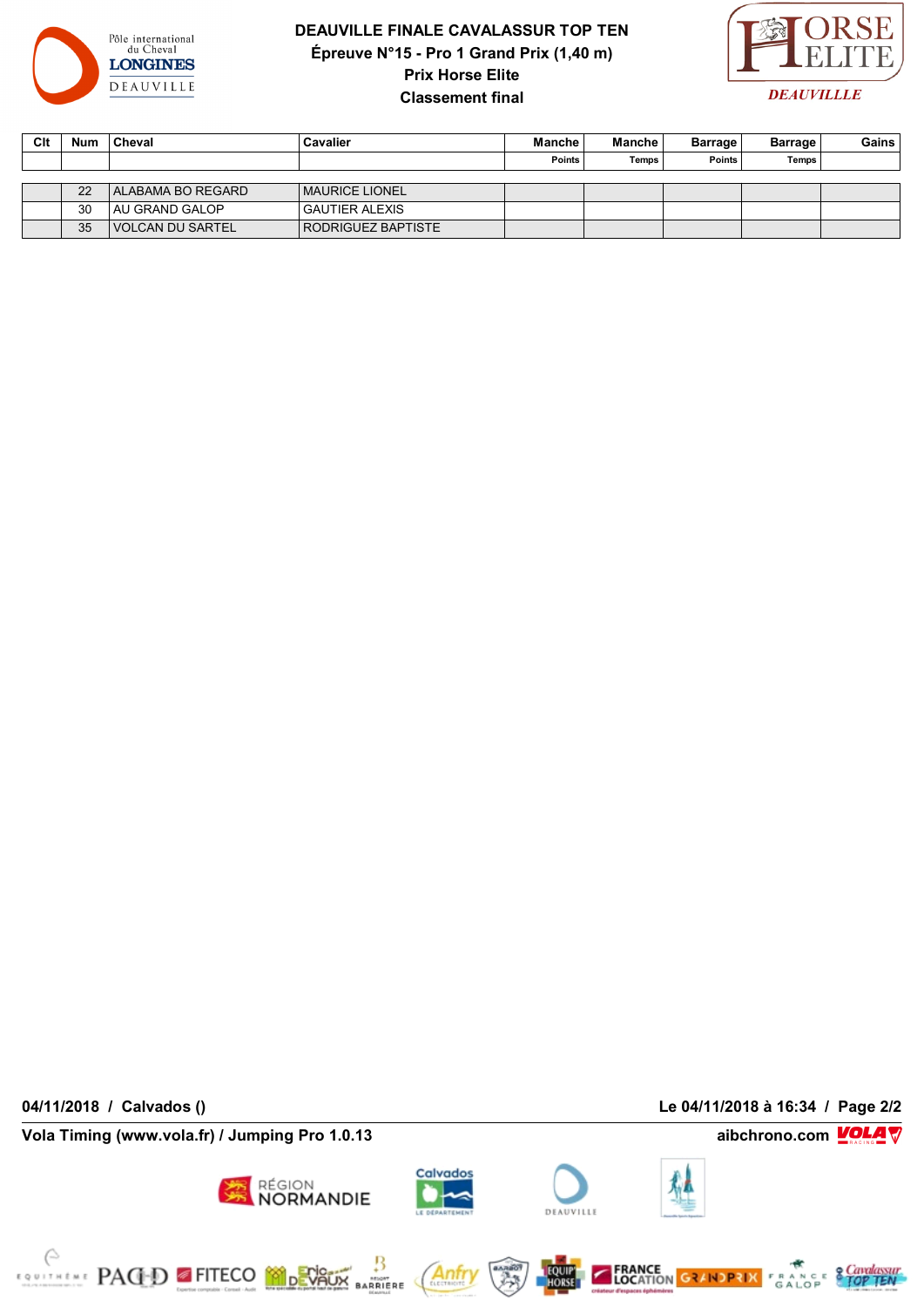# DEAUVILLE FINALE CAVALASSUR TOP TEN

## Épreuve N°15 - Pro 1 Grand Prix (1,40 m)

### Prix Horse Elite

### Classement final

| Clt | Num | Cheval | Cavalier | Manche Points | Manche Temps | Barrage Points | Barrage Temps | Gains |
|---|---|---|---|---|---|---|---|---|
| | 22 | ALABAMA BO REGARD | MAURICE LIONEL | | | | | |
| | 30 | AU GRAND GALOP | GAUTIER ALEXIS | | | | | |
| | 35 | VOLCAN DU SARTEL | RODRIGUEZ BAPTISTE | | | | | |

04/11/2018 / Calvados ()

Le 04/11/2018 à 16:34

Vola Timing (www.vola.fr) / Jumping Pro 1.0.13

aibchrono.com